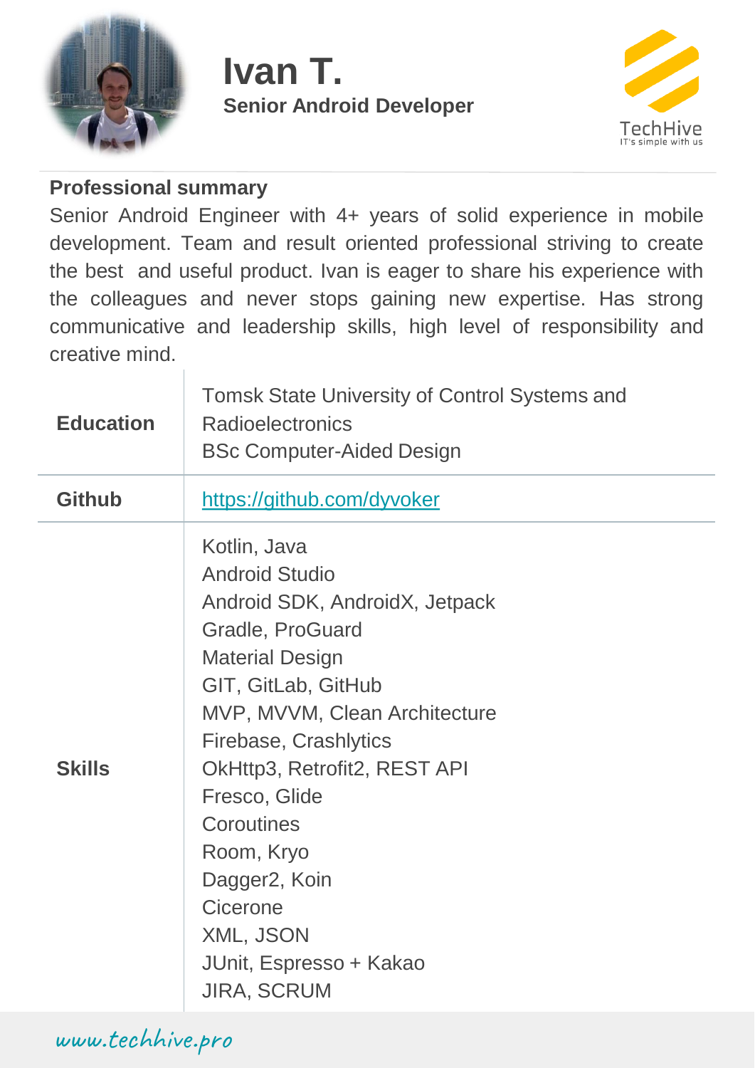# Ivan T.

**Senior Android Developer**

TechHive
IT's simple with us

**Professional summary**

Senior Android Engineer with 4+ years of solid experience in mobile development. Team and result oriented professional striving to create the best and useful product. Ivan is eager to share his experience with the colleagues and never stops gaining new expertise. Has strong communicative and leadership skills, high level of responsibility and creative mind.

| | |
|---|---|
| **Education** | Tomsk State University of Control Systems and Radioelectronics<br>BSc Computer-Aided Design |
| **Github** | https://github.com/dyvoker |
| **Skills** | Kotlin, Java<br>Android Studio<br>Android SDK, AndroidX, Jetpack<br>Gradle, ProGuard<br>Material Design<br>GIT, GitLab, GitHub<br>MVP, MVVM, Clean Architecture<br>Firebase, Crashlytics<br>OkHttp3, Retrofit2, REST API<br>Fresco, Glide<br>Coroutines<br>Room, Kryo<br>Dagger2, Koin<br>Cicerone<br>XML, JSON<br>JUnit, Espresso + Kakao<br>JIRA, SCRUM |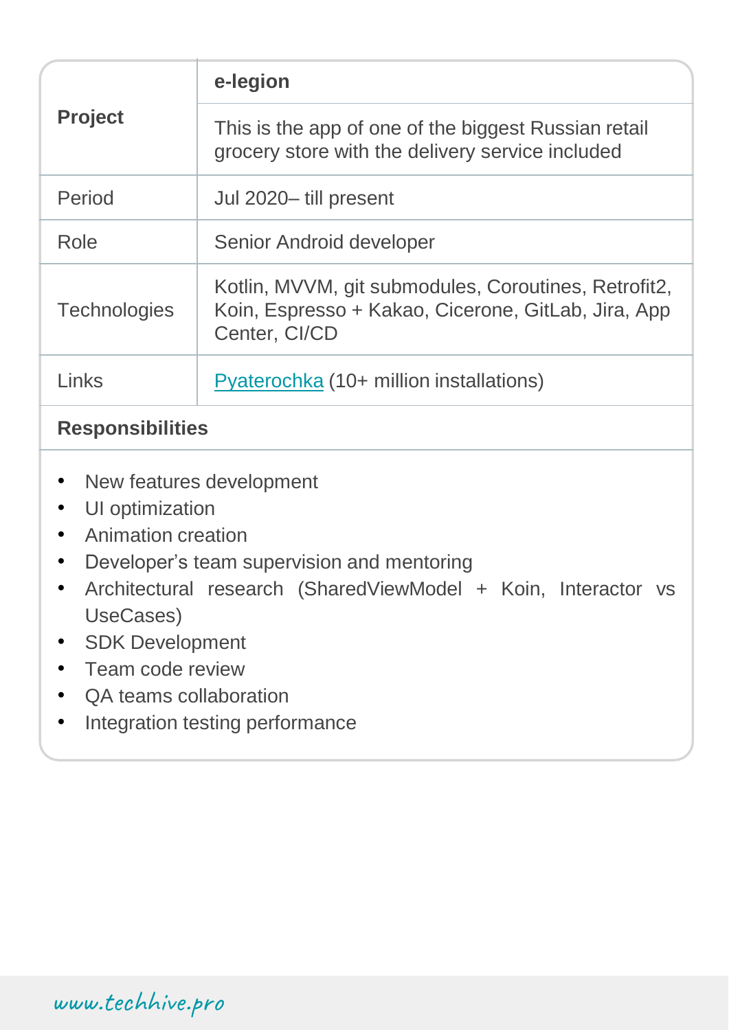| **Project** | **e-legion** |
| --- | --- |
| | This is the app of one of the biggest Russian retail grocery store with the delivery service included |
| Period | Jul 2020– till present |
| Role | Senior Android developer |
| Technologies | Kotlin, MVVM, git submodules, Coroutines, Retrofit2, Koin, Espresso + Kakao, Cicerone, GitLab, Jira, App Center, CI/CD |
| Links | Pyaterochka (10+ million installations) |

**Responsibilities**

- New features development
- UI optimization
- Animation creation
- Developer's team supervision and mentoring
- Architectural research (SharedViewModel + Koin, Interactor vs UseCases)
- SDK Development
- Team code review
- QA teams collaboration
- Integration testing performance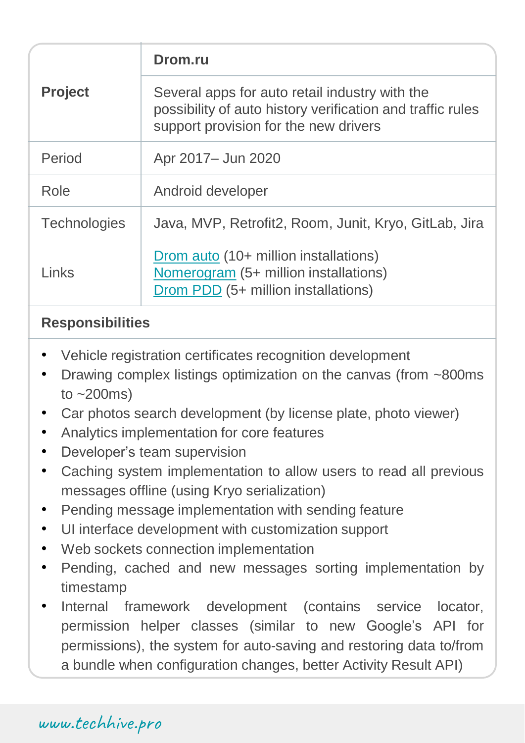| **Project** | **Drom.ru** |
|---|---|
| | Several apps for auto retail industry with the possibility of auto history verification and traffic rules support provision for the new drivers |
| Period | Apr 2017– Jun 2020 |
| Role | Android developer |
| Technologies | Java, MVP, Retrofit2, Room, Junit, Kryo, GitLab, Jira |
| Links | Drom auto (10+ million installations)<br>Nomerogram (5+ million installations)<br>Drom PDD (5+ million installations) |

**Responsibilities**

- Vehicle registration certificates recognition development
- Drawing complex listings optimization on the canvas (from ~800ms to ~200ms)
- Car photos search development (by license plate, photo viewer)
- Analytics implementation for core features
- Developer's team supervision
- Caching system implementation to allow users to read all previous messages offline (using Kryo serialization)
- Pending message implementation with sending feature
- UI interface development with customization support
- Web sockets connection implementation
- Pending, cached and new messages sorting implementation by timestamp
- Internal framework development (contains service locator, permission helper classes (similar to new Google's API for permissions), the system for auto-saving and restoring data to/from a bundle when configuration changes, better Activity Result API)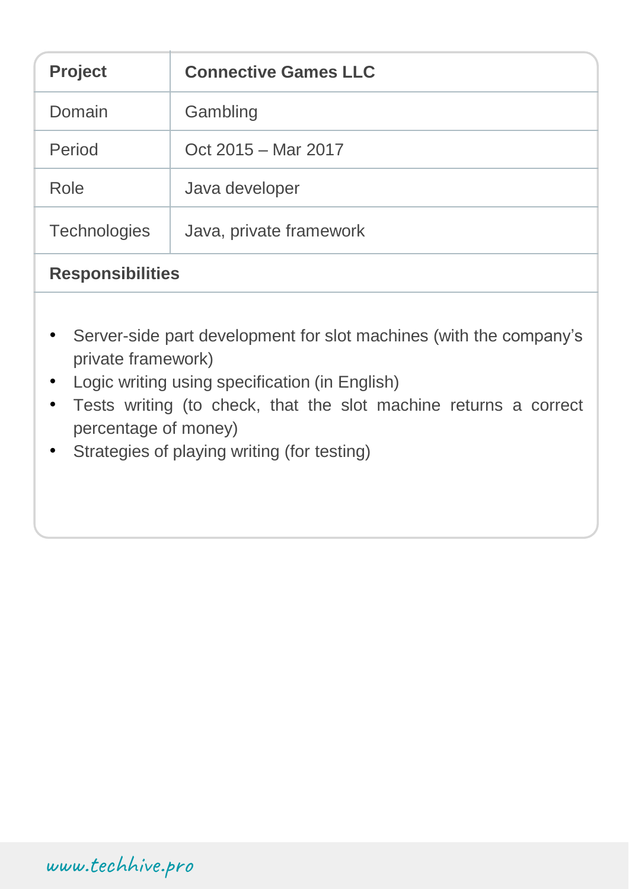| Project | Connective Games LLC |
|---|---|
| Domain | Gambling |
| Period | Oct 2015 – Mar 2017 |
| Role | Java developer |
| Technologies | Java, private framework |

**Responsibilities**

- Server-side part development for slot machines (with the company's private framework)
- Logic writing using specification (in English)
- Tests writing (to check, that the slot machine returns a correct percentage of money)
- Strategies of playing writing (for testing)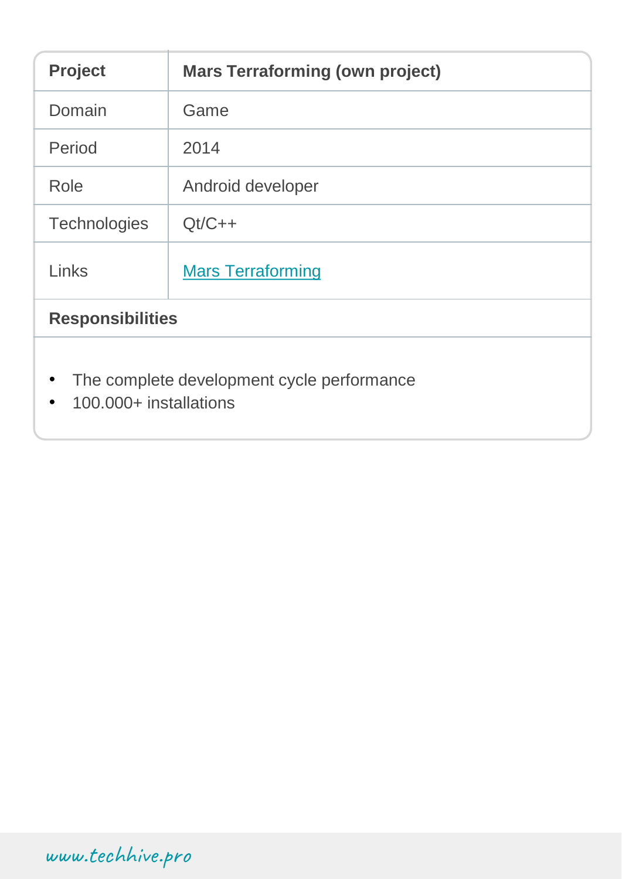| Project | Mars Terraforming (own project) |
| --- | --- |
| Domain | Game |
| Period | 2014 |
| Role | Android developer |
| Technologies | Qt/C++ |
| Links | Mars Terraforming |

**Responsibilities**

- The complete development cycle performance
- 100.000+ installations